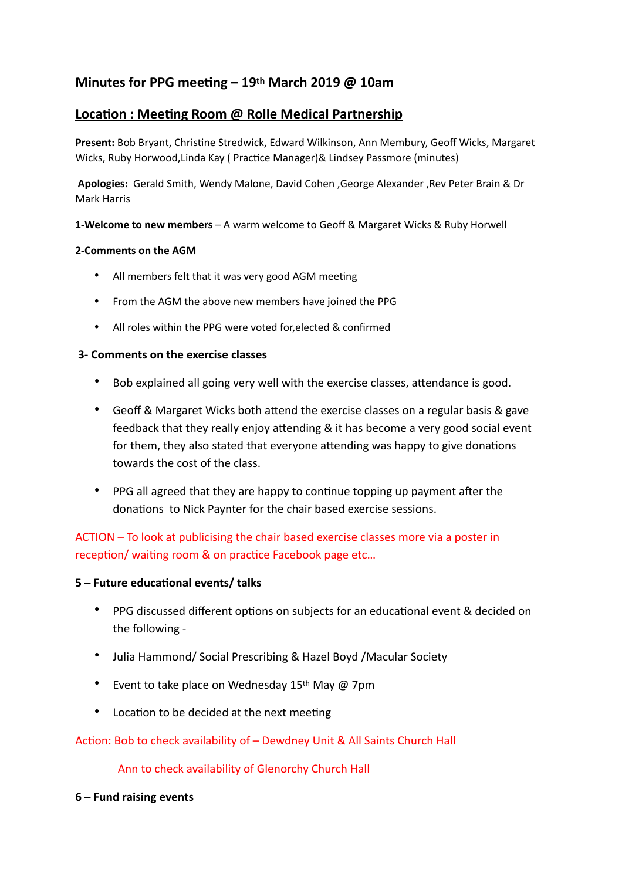# Minutes for PPG meeting – 19th March 2019 @ 10am

## Location : Meeting Room @ Rolle Medical Partnership

**Present:** Bob Bryant, Christine Stredwick, Edward Wilkinson, Ann Membury, Geoff Wicks, Margaret Wicks, Ruby Horwood,Linda Kay ( Practice Manager)& Lindsey Passmore (minutes)

**Apologies:** Gerald Smith, Wendy Malone, David Cohen ,George Alexander ,Rev Peter Brain & Dr Mark Harris

**1-Welcome to new members** – A warm welcome to Geoff & Margaret Wicks & Ruby Horwell

**2-Comments on the AGM**

- All members felt that it was very good AGM meeting
- From the AGM the above new members have joined the PPG
- All roles within the PPG were voted for,elected & confirmed

**3- Comments on the exercise classes**

- Bob explained all going very well with the exercise classes, attendance is good.
- Geoff & Margaret Wicks both attend the exercise classes on a regular basis & gave feedback that they really enjoy attending & it has become a very good social event for them, they also stated that everyone attending was happy to give donations towards the cost of the class.
- PPG all agreed that they are happy to continue topping up payment after the donations to Nick Paynter for the chair based exercise sessions.

ACTION – To look at publicising the chair based exercise classes more via a poster in reception/ waiting room & on practice Facebook page etc…

**5 – Future educational events/ talks**

- PPG discussed different options on subjects for an educational event & decided on the following -
- Julia Hammond/ Social Prescribing & Hazel Boyd /Macular Society
- Event to take place on Wednesday 15th May @ 7pm
- Location to be decided at the next meeting

Action: Bob to check availability of – Dewdney Unit & All Saints Church Hall

Ann to check availability of Glenorchy Church Hall

**6 – Fund raising events**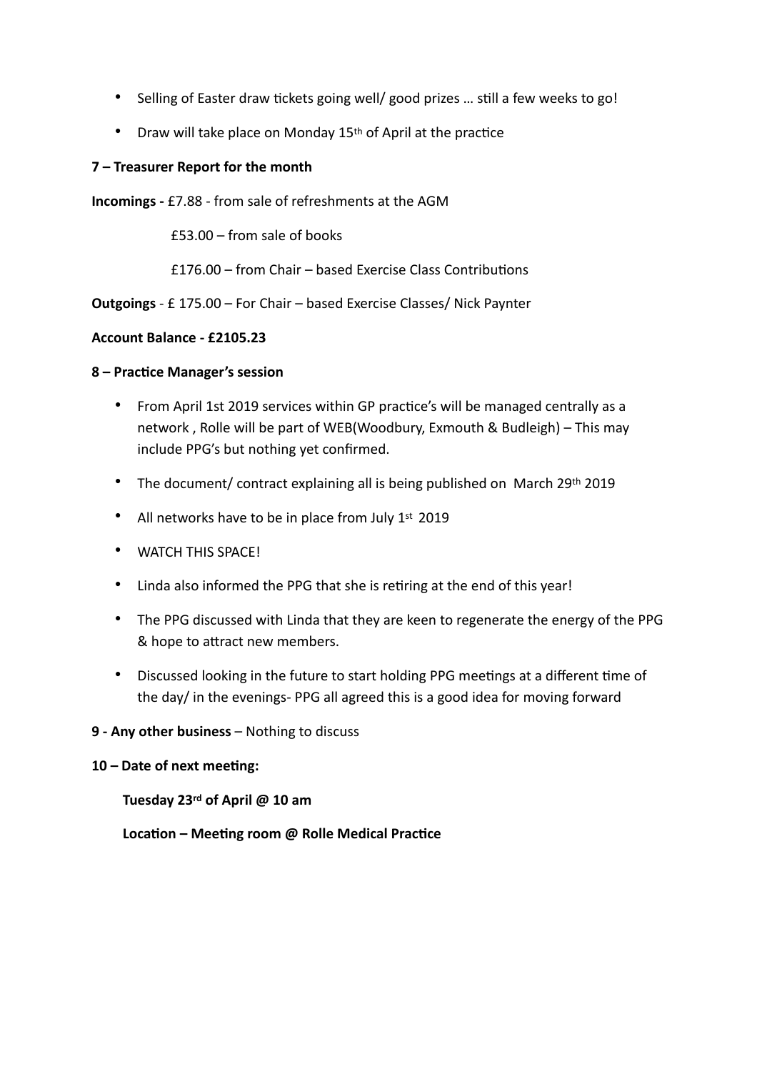- Selling of Easter draw tickets going well/ good prizes … still a few weeks to go!
- Draw will take place on Monday 15th of April at the practice

**7 – Treasurer Report for the month**

**Incomings -** £7.88 - from sale of refreshments at the AGM

£53.00 – from sale of books

£176.00 – from Chair – based Exercise Class Contributions

**Outgoings** - £ 175.00 – For Chair – based Exercise Classes/ Nick Paynter

**Account Balance - £2105.23**

**8 – Practice Manager's session**

- From April 1st 2019 services within GP practice's will be managed centrally as a network , Rolle will be part of WEB(Woodbury, Exmouth & Budleigh) – This may include PPG's but nothing yet confirmed.
- The document/ contract explaining all is being published on March 29th 2019
- All networks have to be in place from July 1st 2019
- WATCH THIS SPACE!
- Linda also informed the PPG that she is retiring at the end of this year!
- The PPG discussed with Linda that they are keen to regenerate the energy of the PPG & hope to attract new members.
- Discussed looking in the future to start holding PPG meetings at a different time of the day/ in the evenings- PPG all agreed this is a good idea for moving forward

**9 - Any other business** – Nothing to discuss

**10 – Date of next meeting:**

**Tuesday 23rd of April @ 10 am**

**Location – Meeting room @ Rolle Medical Practice**